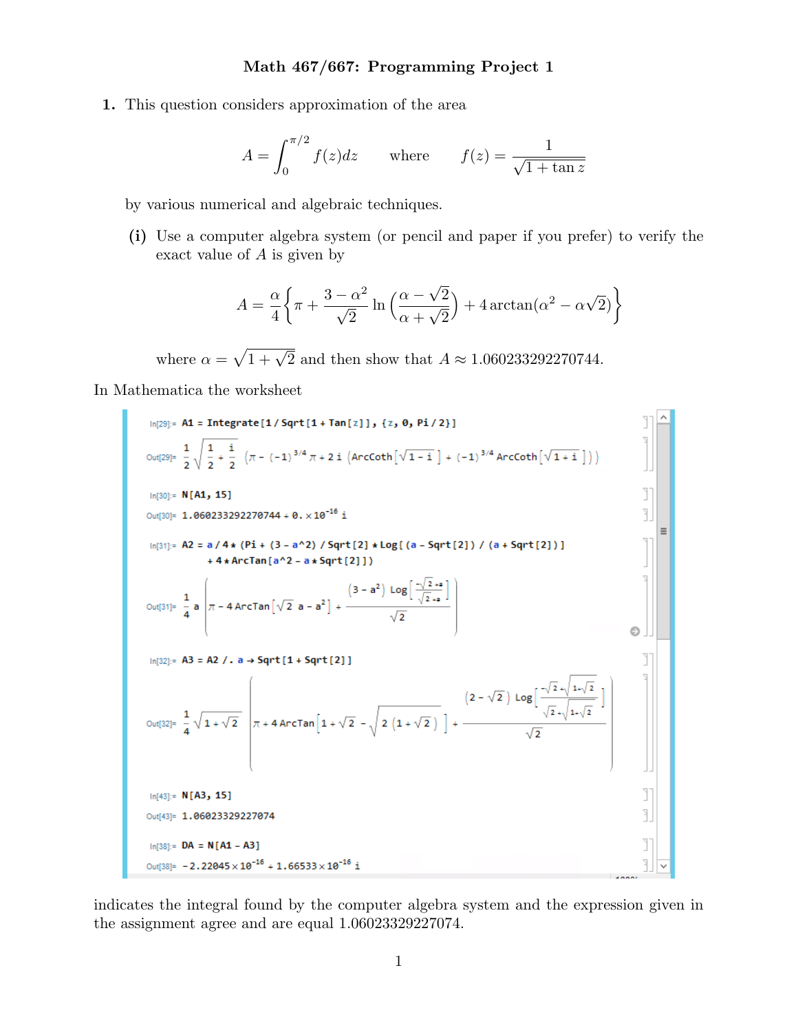# Math 467/667: Programming Project 1

**1.** This question considers approximation of the area

$$A = \int_0^{\pi/2} f(z)dz \qquad \text{where} \qquad f(z) = \frac{1}{\sqrt{1+\tan z}}$$

by various numerical and algebraic techniques.

**(i)** Use a computer algebra system (or pencil and paper if you prefer) to verify the exact value of $A$ is given by

$$A = \frac{\alpha}{4}\left\{\pi + \frac{3-\alpha^2}{\sqrt{2}}\ln\left(\frac{\alpha-\sqrt{2}}{\alpha+\sqrt{2}}\right) + 4\arctan(\alpha^2 - \alpha\sqrt{2})\right\}$$

where $\alpha = \sqrt{1+\sqrt{2}}$ and then show that $A \approx 1.060233292270744$.

In Mathematica the worksheet

```
In[29]:= A1 = Integrate[1 / Sqrt[1 + Tan[z]], {z, 0, Pi / 2}]

Out[29]= 1/2 Sqrt[1/2 + i/2] (π - (-1)^(3/4) π + 2 i (ArcCoth[Sqrt[1 - i]] + (-1)^(3/4) ArcCoth[Sqrt[1 + i]]))

In[30]:= N[A1, 15]

Out[30]= 1.060233292270744 + 0. × 10^-16 i

In[31]:= A2 = a / 4 * (Pi + (3 - a^2) / Sqrt[2] * Log[(a - Sqrt[2]) / (a + Sqrt[2])]
             + 4 * ArcTan[a^2 - a * Sqrt[2]])

Out[31]= 1/4 a (π - 4 ArcTan[Sqrt[2] a - a^2] + ((3 - a^2) Log[(-Sqrt[2] + a)/(Sqrt[2] + a)])/Sqrt[2])

In[32]:= A3 = A2 /. a → Sqrt[1 + Sqrt[2]]

Out[32]= 1/4 Sqrt[1 + Sqrt[2]] (π + 4 ArcTan[1 + Sqrt[2] - Sqrt[2 (1 + Sqrt[2])]] + ((2 - Sqrt[2]) Log[(-Sqrt[2] + Sqrt[1 + Sqrt[2]])/(Sqrt[2] + Sqrt[1 + Sqrt[2]])])/Sqrt[2])

In[43]:= N[A3, 15]

Out[43]= 1.06023329227074

In[38]:= DA = N[A1 - A3]

Out[38]= -2.22045 × 10^-16 + 1.66533 × 10^-16 i
```

indicates the integral found by the computer algebra system and the expression given in the assignment agree and are equal 1.06023329227074.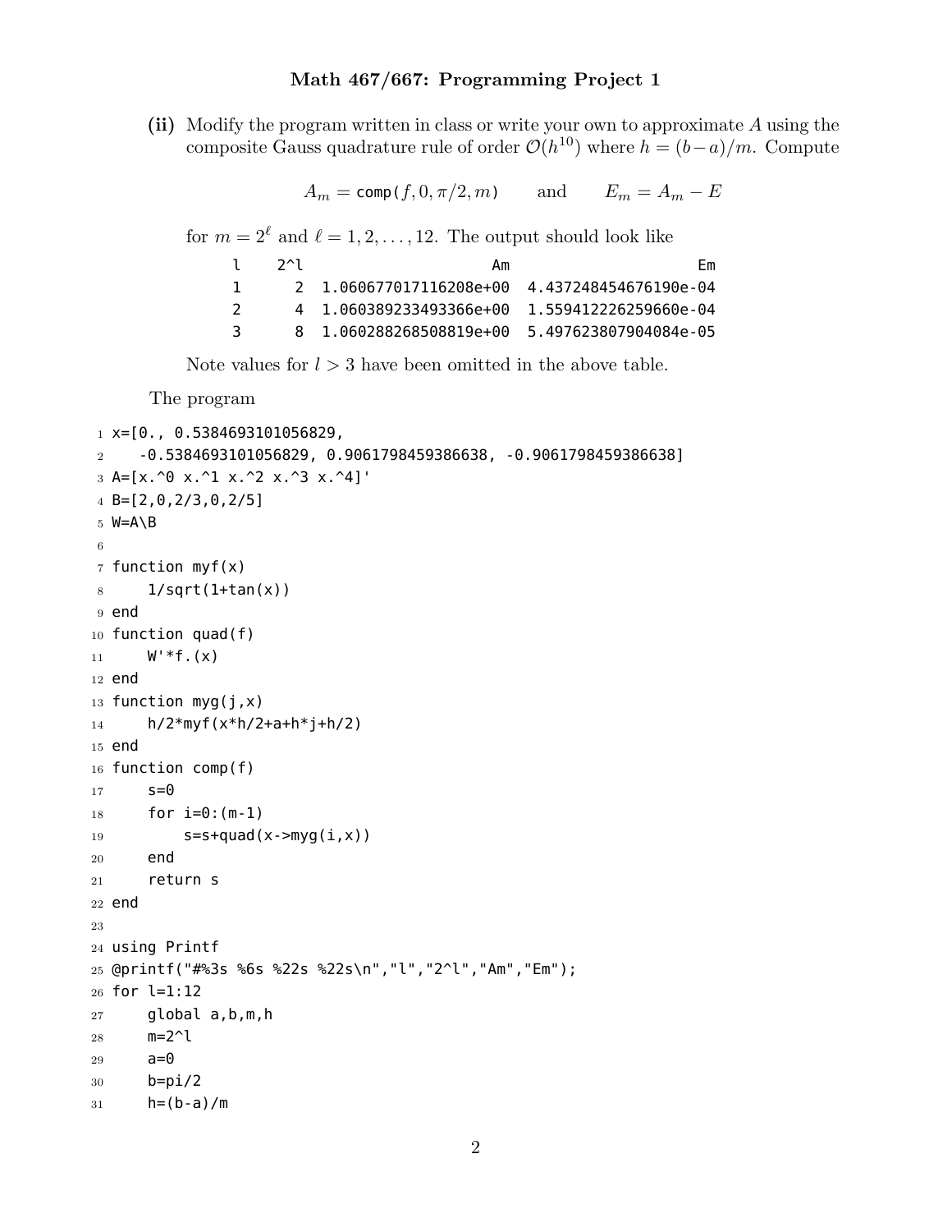# Math 467/667: Programming Project 1

**(ii)** Modify the program written in class or write your own to approximate $A$ using the composite Gauss quadrature rule of order $\mathcal{O}(h^{10})$ where $h = (b-a)/m$. Compute

$$A_m = \texttt{comp}(f, 0, \pi/2, m) \qquad \text{and} \qquad E_m = A_m - E$$

for $m = 2^\ell$ and $\ell = 1, 2, \ldots, 12$. The output should look like

```
l    2^l                    Am                     Em
1      2  1.060677017116208e+00  4.437248454676190e-04
2      4  1.060389233493366e+00  1.559412226259660e-04
3      8  1.060288268508819e+00  5.497623807904084e-05
```

Note values for $l > 3$ have been omitted in the above table.

The program

```
x=[0., 0.5384693101056829,
   -0.5384693101056829, 0.9061798459386638, -0.9061798459386638]
A=[x.^0 x.^1 x.^2 x.^3 x.^4]'
B=[2,0,2/3,0,2/5]
W=A\B

function myf(x)
    1/sqrt(1+tan(x))
end
function quad(f)
    W'*f.(x)
end
function myg(j,x)
    h/2*myf(x*h/2+a+h*j+h/2)
end
function comp(f)
    s=0
    for i=0:(m-1)
        s=s+quad(x->myg(i,x))
    end
    return s
end

using Printf
@printf("#%3s %6s %22s %22s\n","l","2^l","Am","Em");
for l=1:12
    global a,b,m,h
    m=2^l
    a=0
    b=pi/2
    h=(b-a)/m
```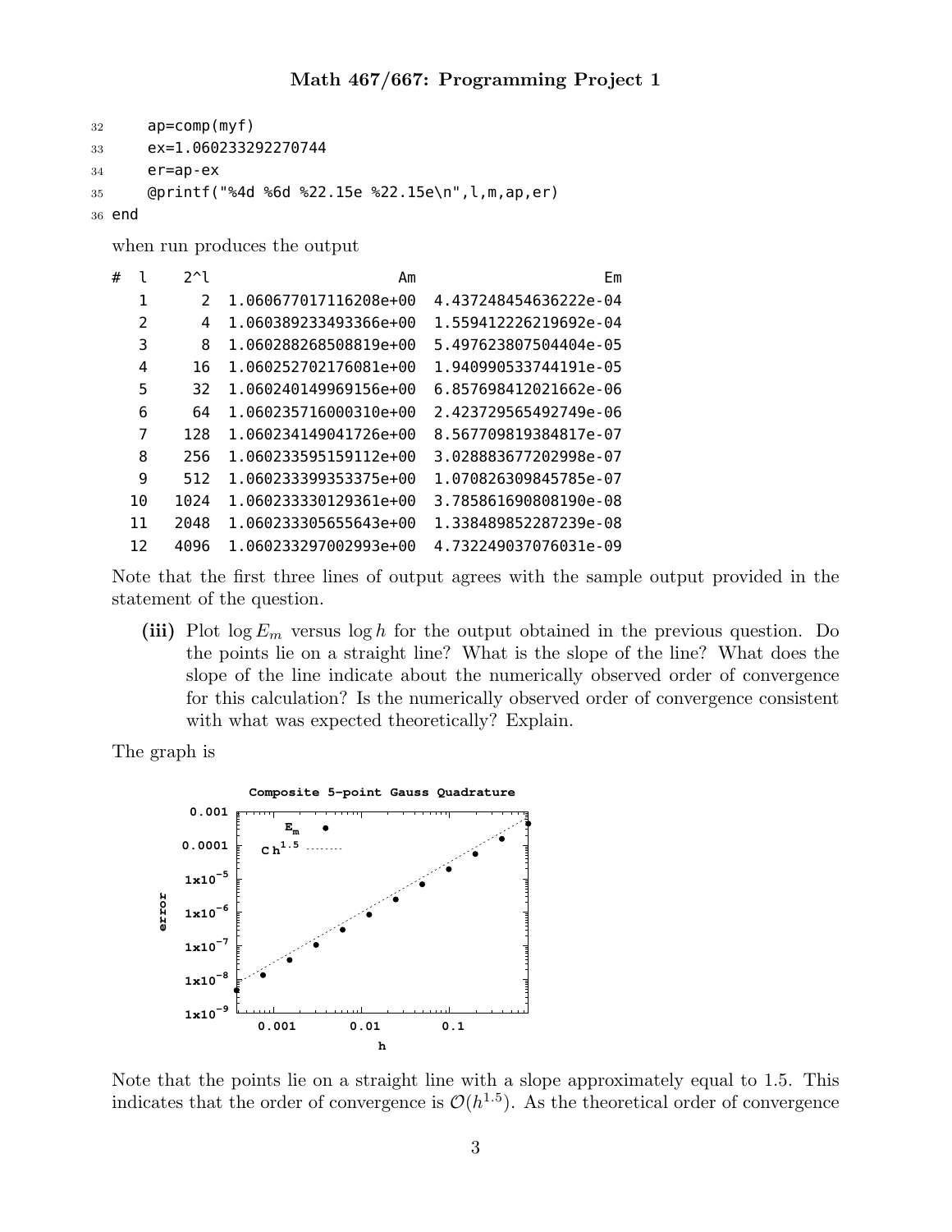```
32      ap=comp(myf)
33      ex=1.060233292270744
34      er=ap-ex
35      @printf("%4d %6d %22.15e %22.15e\n",l,m,ap,er)
36  end
```

when run produces the output

```
#  l    2^l                     Am                     Em
   1      2  1.060677017116208e+00  4.437248454636222e-04
   2      4  1.060389233493366e+00  1.559412226219692e-04
   3      8  1.060288268508819e+00  5.497623807504404e-05
   4     16  1.060252702176081e+00  1.940990533744191e-05
   5     32  1.060240149969156e+00  6.857698412021662e-06
   6     64  1.060235716000310e+00  2.423729565492749e-06
   7    128  1.060234149041726e+00  8.567709819384817e-07
   8    256  1.060233595159112e+00  3.028883677202998e-07
   9    512  1.060233399353375e+00  1.070826309845785e-07
  10   1024  1.060233330129361e+00  3.785861690808190e-08
  11   2048  1.060233305655643e+00  1.338489852287239e-08
  12   4096  1.060233297002993e+00  4.732249037076031e-09
```

Note that the first three lines of output agrees with the sample output provided in the statement of the question.

**(iii)** Plot $\log E_m$ versus $\log h$ for the output obtained in the previous question. Do the points lie on a straight line? What is the slope of the line? What does the slope of the line indicate about the numerically observed order of convergence for this calculation? Is the numerically observed order of convergence consistent with what was expected theoretically? Explain.

The graph is

Note that the points lie on a straight line with a slope approximately equal to 1.5. This indicates that the order of convergence is $\mathcal{O}(h^{1.5})$. As the theoretical order of convergence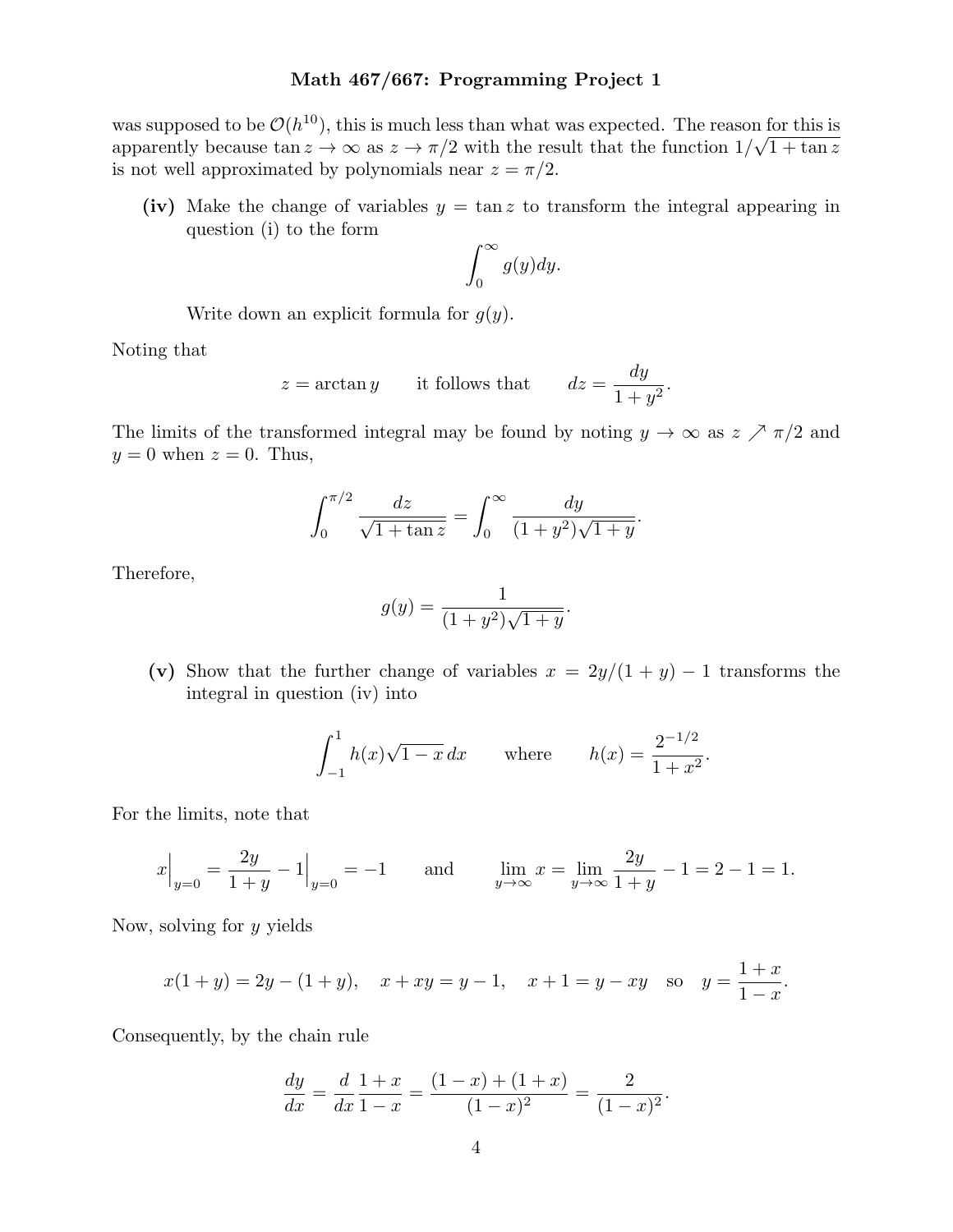was supposed to be $\mathcal{O}(h^{10})$, this is much less than what was expected. The reason for this is apparently because $\tan z \to \infty$ as $z \to \pi/2$ with the result that the function $1/\sqrt{1+\tan z}$ is not well approximated by polynomials near $z = \pi/2$.

**(iv)** Make the change of variables $y = \tan z$ to transform the integral appearing in question (i) to the form

$$\int_0^\infty g(y)dy.$$

Write down an explicit formula for $g(y)$.

Noting that

$$z = \arctan y \qquad \text{it follows that} \qquad dz = \frac{dy}{1+y^2}.$$

The limits of the transformed integral may be found by noting $y \to \infty$ as $z \nearrow \pi/2$ and $y = 0$ when $z = 0$. Thus,

$$\int_0^{\pi/2} \frac{dz}{\sqrt{1+\tan z}} = \int_0^\infty \frac{dy}{(1+y^2)\sqrt{1+y}}.$$

Therefore,

$$g(y) = \frac{1}{(1+y^2)\sqrt{1+y}}.$$

**(v)** Show that the further change of variables $x = 2y/(1+y) - 1$ transforms the integral in question (iv) into

$$\int_{-1}^1 h(x)\sqrt{1-x}\,dx \qquad \text{where} \qquad h(x) = \frac{2^{-1/2}}{1+x^2}.$$

For the limits, note that

$$x\Big|_{y=0} = \frac{2y}{1+y} - 1\Big|_{y=0} = -1 \qquad \text{and} \qquad \lim_{y\to\infty} x = \lim_{y\to\infty} \frac{2y}{1+y} - 1 = 2 - 1 = 1.$$

Now, solving for $y$ yields

$$x(1+y) = 2y - (1+y), \quad x + xy = y - 1, \quad x + 1 = y - xy \quad \text{so} \quad y = \frac{1+x}{1-x}.$$

Consequently, by the chain rule

$$\frac{dy}{dx} = \frac{d}{dx}\frac{1+x}{1-x} = \frac{(1-x)+(1+x)}{(1-x)^2} = \frac{2}{(1-x)^2}.$$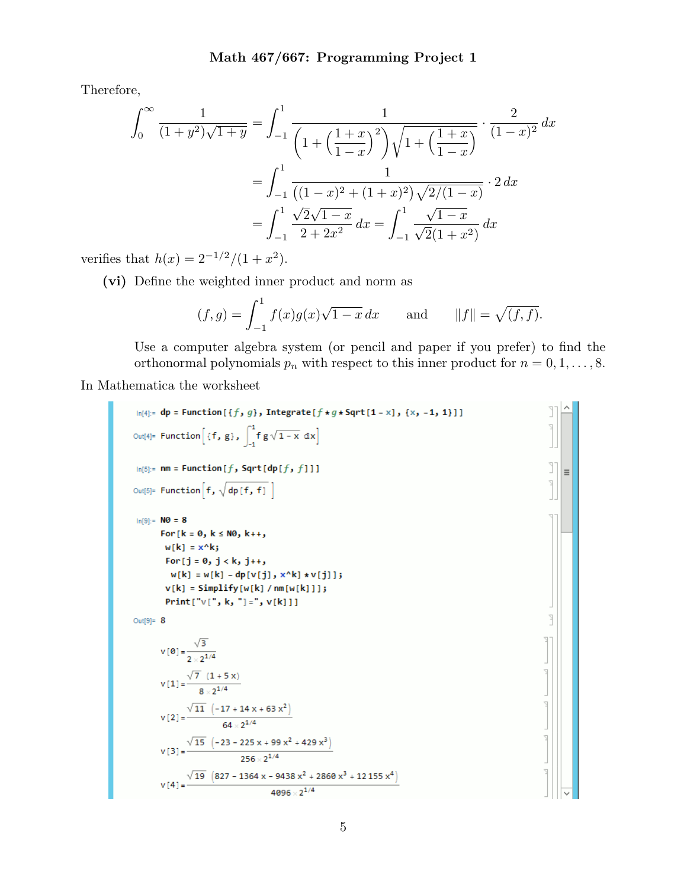Therefore,

$$
\begin{aligned}
\int_0^\infty \frac{1}{(1+y^2)\sqrt{1+y}} &= \int_{-1}^1 \frac{1}{\left(1+\left(\dfrac{1+x}{1-x}\right)^2\right)\sqrt{1+\left(\dfrac{1+x}{1-x}\right)}} \cdot \frac{2}{(1-x)^2}\,dx \\
&= \int_{-1}^1 \frac{1}{\left((1-x)^2+(1+x)^2\right)\sqrt{2/(1-x)}} \cdot 2\,dx \\
&= \int_{-1}^1 \frac{\sqrt{2}\sqrt{1-x}}{2+2x^2}\,dx = \int_{-1}^1 \frac{\sqrt{1-x}}{\sqrt{2}(1+x^2)}\,dx
\end{aligned}
$$

verifies that $h(x) = 2^{-1/2}/(1+x^2)$.

**(vi)** Define the weighted inner product and norm as

$$
(f,g) = \int_{-1}^1 f(x)g(x)\sqrt{1-x}\,dx \qquad \text{and} \qquad \|f\| = \sqrt{(f,f)}.
$$

Use a computer algebra system (or pencil and paper if you prefer) to find the orthonormal polynomials $p_n$ with respect to this inner product for $n = 0, 1, \ldots, 8$.

In Mathematica the worksheet

```
In[4]:= dp = Function[{f, g}, Integrate[f * g * Sqrt[1 - x], {x, -1, 1}]]

Out[4]= Function[{f, g}, ∫_{-1}^{1} f g √(1 - x) dx]

In[5]:= nm = Function[f, Sqrt[dp[f, f]]]

Out[5]= Function[f, √(dp[f, f])]

In[9]:= N0 = 8
        For[k = 0, k ≤ N0, k++,
         w[k] = x^k;
         For[j = 0, j < k, j++,
          w[k] = w[k] - dp[v[j], x^k] * v[j]];
         v[k] = Simplify[w[k] / nm[w[k]]];
         Print["v[", k, "]=", v[k]]]

Out[9]= 8
```

$$v[0] = \frac{\sqrt{3}}{2 \times 2^{1/4}}$$

$$v[1] = \frac{\sqrt{7}\,(1+5x)}{8 \times 2^{1/4}}$$

$$v[2] = \frac{\sqrt{11}\,(-17+14x+63x^2)}{64 \times 2^{1/4}}$$

$$v[3] = \frac{\sqrt{15}\,(-23-225x+99x^2+429x^3)}{256 \times 2^{1/4}}$$

$$v[4] = \frac{\sqrt{19}\,(827-1364x-9438x^2+2860x^3+12155x^4)}{4096 \times 2^{1/4}}$$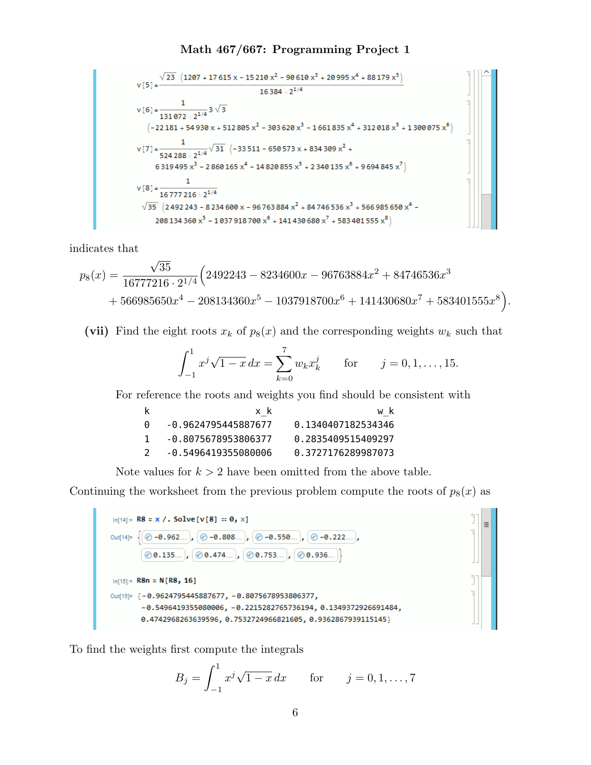```
v[5] = √23 (1207 + 17615 x - 15210 x^2 - 90610 x^3 - 20995 x^4 + 88179 x^5) / (16384 2^(1/4))

v[6] = 1/(131072 2^(1/4)) 3 √3
   (-22181 + 54930 x + 512805 x^2 - 303620 x^3 - 1661835 x^4 + 312018 x^5 + 1300075 x^6)

v[7] = 1/(524288 2^(1/4)) √31 (-33511 - 650573 x + 834309 x^2 +
   6319495 x^3 - 2860165 x^4 - 14820855 x^5 + 2340135 x^6 + 9694845 x^7)

v[8] = 1/(16777216 2^(1/4))
   √35 (2492243 - 8234600 x - 96763884 x^2 + 84746536 x^3 + 566985650 x^4 -
   208134360 x^5 - 1037918700 x^6 + 141430680 x^7 + 583401555 x^8)
```

indicates that

$$p_8(x) = \frac{\sqrt{35}}{16777216 \cdot 2^{1/4}}\Big(2492243 - 8234600x - 96763884x^2 + 84746536x^3$$
$$+ 566985650x^4 - 208134360x^5 - 1037918700x^6 + 141430680x^7 + 583401555x^8\Big).$$

**(vii)** Find the eight roots $x_k$ of $p_8(x)$ and the corresponding weights $w_k$ such that

$$\int_{-1}^{1} x^j \sqrt{1-x}\, dx = \sum_{k=0}^{7} w_k x_k^j \qquad \text{for} \qquad j = 0, 1, \ldots, 15.$$

For reference the roots and weights you find should be consistent with

| k | x_k | w_k |
|---|---|---|
| 0 | -0.9624795445887677 | 0.1340407182534346 |
| 1 | -0.8075678953806377 | 0.2835409515409297 |
| 2 | -0.5496419355080006 | 0.3727176289987073 |

Note values for $k > 2$ have been omitted from the above table.

Continuing the worksheet from the previous problem compute the roots of $p_8(x)$ as

```
In[14]:= R8 = x /. Solve[v[8] == 0, x]

Out[14]= {-0.962..., -0.808..., -0.550..., -0.222...,
          0.135..., 0.474..., 0.753..., 0.936...}

In[15]:= R8n = N[R8, 16]

Out[15]= {-0.9624795445887677, -0.8075678953806377,
          -0.5496419355080006, -0.2215282765736194, 0.1349372926691484,
          0.4742968263639596, 0.7532724966821605, 0.9362867939115145}
```

To find the weights first compute the integrals

$$B_j = \int_{-1}^{1} x^j \sqrt{1-x}\, dx \qquad \text{for} \qquad j = 0, 1, \ldots, 7$$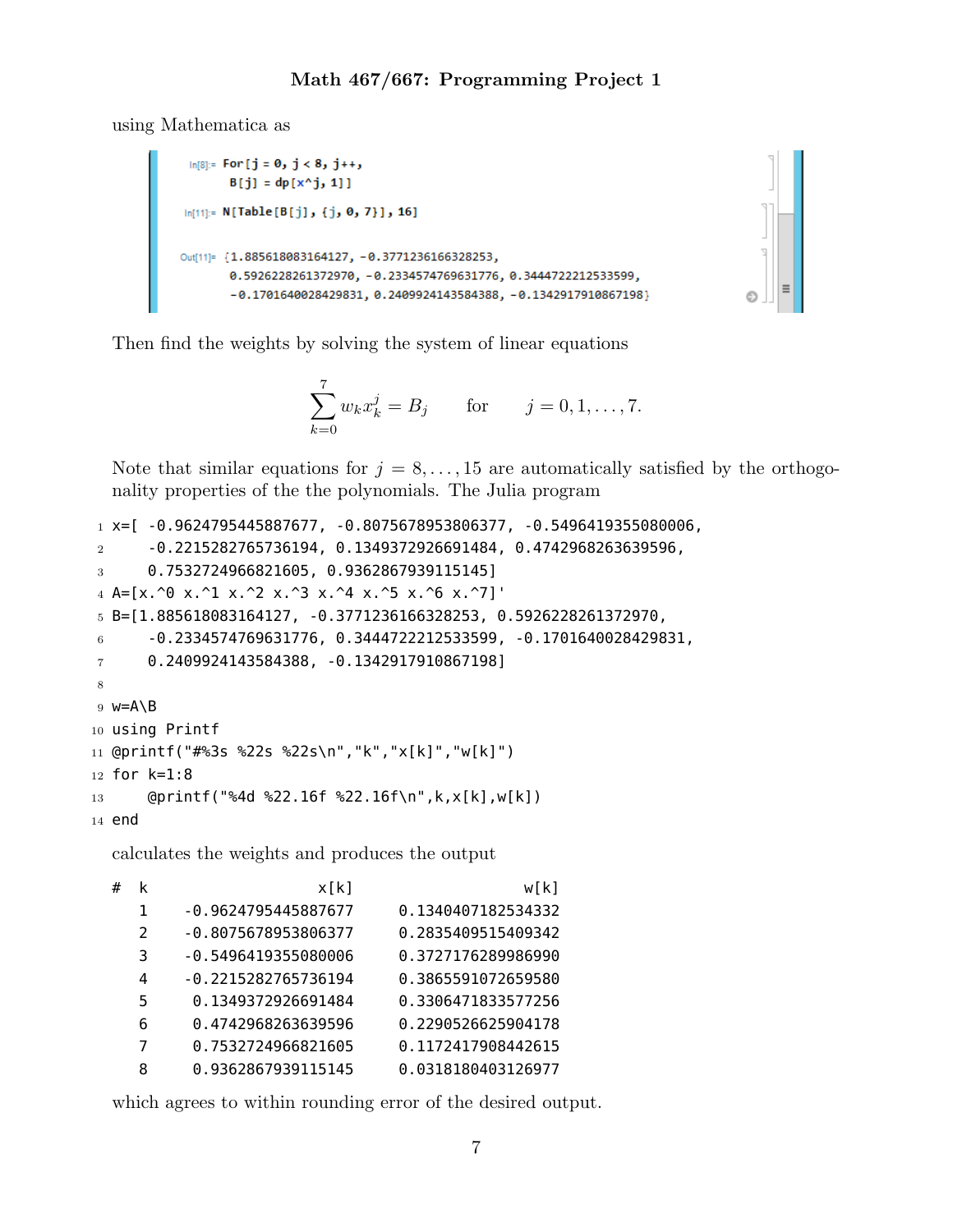using Mathematica as

```
In[8]:= For[j = 0, j < 8, j++,
          B[j] = dp[x^j, 1]]

In[11]:= N[Table[B[j], {j, 0, 7}], 16]

Out[11]= {1.885618083164127, -0.3771236166328253,
          0.5926228261372970, -0.2334574769631776, 0.3444722212533599,
          -0.1701640028429831, 0.2409924143584388, -0.1342917910867198}
```

Then find the weights by solving the system of linear equations

$$\sum_{k=0}^{7} w_k x_k^j = B_j \qquad \text{for} \qquad j = 0, 1, \ldots, 7.$$

Note that similar equations for $j = 8, \ldots, 15$ are automatically satisfied by the orthogonality properties of the the polynomials. The Julia program

```
x=[ -0.9624795445887677, -0.8075678953806377, -0.5496419355080006,
    -0.2215282765736194, 0.1349372926691484, 0.4742968263639596,
    0.7532724966821605, 0.9362867939115145]
A=[x.^0 x.^1 x.^2 x.^3 x.^4 x.^5 x.^6 x.^7]'
B=[1.885618083164127, -0.3771236166328253, 0.5926228261372970,
    -0.2334574769631776, 0.3444722212533599, -0.1701640028429831,
    0.2409924143584388, -0.1342917910867198]

w=A\B
using Printf
@printf("#%3s %22s %22s\n","k","x[k]","w[k]")
for k=1:8
    @printf("%4d %22.16f %22.16f\n",k,x[k],w[k])
end
```

calculates the weights and produces the output

```
#  k                   x[k]                   w[k]
   1    -0.9624795445887677     0.1340407182534332
   2    -0.8075678953806377     0.2835409515409342
   3    -0.5496419355080006     0.3727176289986990
   4    -0.2215282765736194     0.3865591072659580
   5     0.1349372926691484     0.3306471833577256
   6     0.4742968263639596     0.2290526625904178
   7     0.7532724966821605     0.1172417908442615
   8     0.9362867939115145     0.0318180403126977
```

which agrees to within rounding error of the desired output.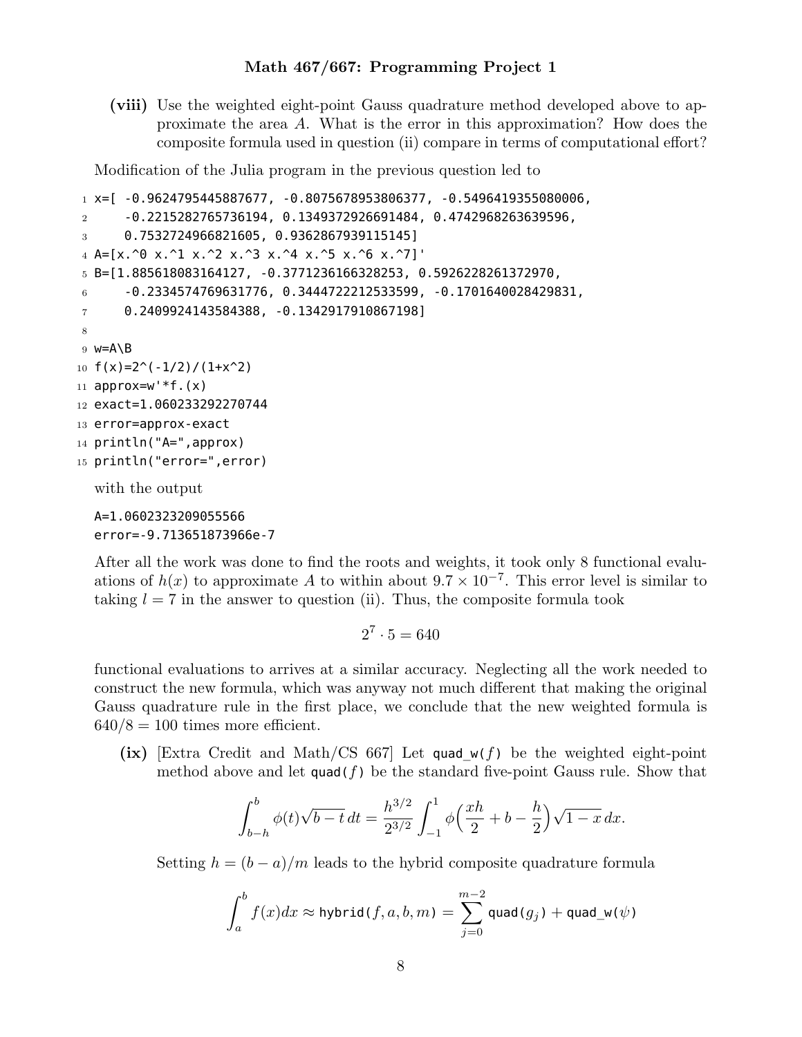**(viii)** Use the weighted eight-point Gauss quadrature method developed above to approximate the area $A$. What is the error in this approximation? How does the composite formula used in question (ii) compare in terms of computational effort?

Modification of the Julia program in the previous question led to

```
x=[ -0.9624795445887677, -0.8075678953806377, -0.5496419355080006,
    -0.2215282765736194, 0.1349372926691484, 0.4742968263639596,
    0.7532724966821605, 0.9362867939115145]
A=[x.^0 x.^1 x.^2 x.^3 x.^4 x.^5 x.^6 x.^7]'
B=[1.885618083164127, -0.3771236166328253, 0.5926228261372970,
    -0.2334574769631776, 0.3444722212533599, -0.1701640028429831,
    0.2409924143584388, -0.1342917910867198]

w=A\B
f(x)=2^(-1/2)/(1+x^2)
approx=w'*f.(x)
exact=1.060233292270744
error=approx-exact
println("A=",approx)
println("error=",error)
```

with the output

```
A=1.0602323209055566
error=-9.713651873966e-7
```

After all the work was done to find the roots and weights, it took only 8 functional evaluations of $h(x)$ to approximate $A$ to within about $9.7 \times 10^{-7}$. This error level is similar to taking $l = 7$ in the answer to question (ii). Thus, the composite formula took

$$2^7 \cdot 5 = 640$$

functional evaluations to arrives at a similar accuracy. Neglecting all the work needed to construct the new formula, which was anyway not much different that making the original Gauss quadrature rule in the first place, we conclude that the new weighted formula is $640/8 = 100$ times more efficient.

**(ix)** [Extra Credit and Math/CS 667] Let `quad_w`$(f)$ be the weighted eight-point method above and let `quad`$(f)$ be the standard five-point Gauss rule. Show that

$$\int_{b-h}^{b} \phi(t)\sqrt{b-t}\,dt = \frac{h^{3/2}}{2^{3/2}} \int_{-1}^{1} \phi\Big(\frac{xh}{2} + b - \frac{h}{2}\Big)\sqrt{1-x}\,dx.$$

Setting $h = (b-a)/m$ leads to the hybrid composite quadrature formula

$$\int_a^b f(x)dx \approx \texttt{hybrid}(f,a,b,m) = \sum_{j=0}^{m-2} \texttt{quad}(g_j) + \texttt{quad\_w}(\psi)$$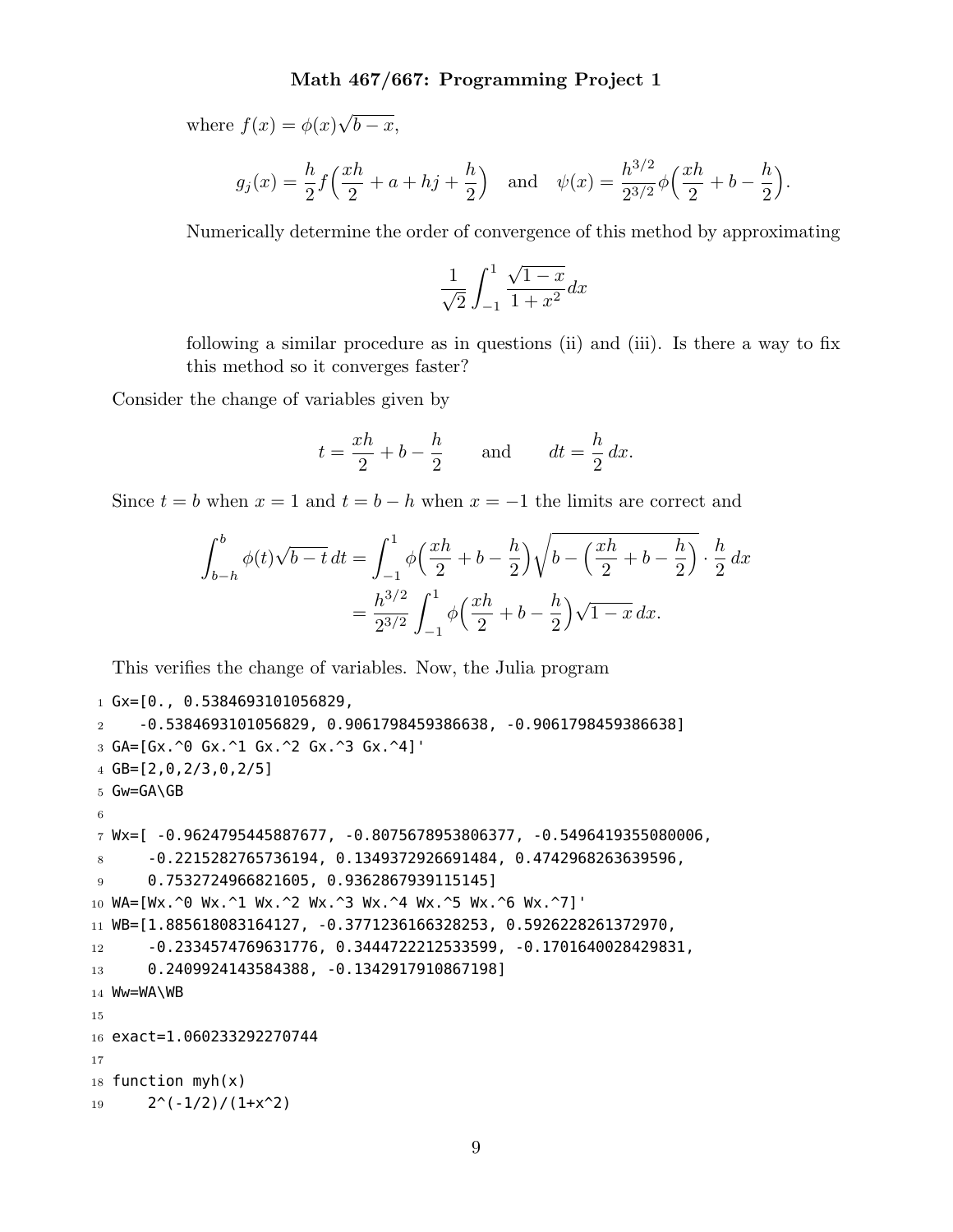where $f(x) = \phi(x)\sqrt{b-x}$,

$$g_j(x) = \frac{h}{2} f\Big(\frac{xh}{2} + a + hj + \frac{h}{2}\Big) \quad \text{and} \quad \psi(x) = \frac{h^{3/2}}{2^{3/2}} \phi\Big(\frac{xh}{2} + b - \frac{h}{2}\Big).$$

Numerically determine the order of convergence of this method by approximating

$$\frac{1}{\sqrt{2}} \int_{-1}^{1} \frac{\sqrt{1-x}}{1+x^2} dx$$

following a similar procedure as in questions (ii) and (iii). Is there a way to fix this method so it converges faster?

Consider the change of variables given by

$$t = \frac{xh}{2} + b - \frac{h}{2} \qquad \text{and} \qquad dt = \frac{h}{2}\, dx.$$

Since $t = b$ when $x = 1$ and $t = b - h$ when $x = -1$ the limits are correct and

$$\begin{aligned}
\int_{b-h}^{b} \phi(t)\sqrt{b-t}\, dt &= \int_{-1}^{1} \phi\Big(\frac{xh}{2} + b - \frac{h}{2}\Big) \sqrt{b - \Big(\frac{xh}{2} + b - \frac{h}{2}\Big)} \cdot \frac{h}{2}\, dx \\
&= \frac{h^{3/2}}{2^{3/2}} \int_{-1}^{1} \phi\Big(\frac{xh}{2} + b - \frac{h}{2}\Big) \sqrt{1-x}\, dx.
\end{aligned}$$

This verifies the change of variables. Now, the Julia program

```
1  Gx=[0., 0.5384693101056829,
2     -0.5384693101056829, 0.9061798459386638, -0.9061798459386638]
3  GA=[Gx.^0 Gx.^1 Gx.^2 Gx.^3 Gx.^4]'
4  GB=[2,0,2/3,0,2/5]
5  Gw=GA\GB
6
7  Wx=[ -0.9624795445887677, -0.8075678953806377, -0.5496419355080006,
8      -0.2215282765736194, 0.1349372926691484, 0.4742968263639596,
9      0.7532724966821605, 0.9362867939115145]
10 WA=[Wx.^0 Wx.^1 Wx.^2 Wx.^3 Wx.^4 Wx.^5 Wx.^6 Wx.^7]'
11 WB=[1.885618083164127, -0.3771236166328253, 0.5926228261372970,
12     -0.2334574769631776, 0.3444722212533599, -0.1701640028429831,
13     0.2409924143584388, -0.1342917910867198]
14 Ww=WA\WB
15
16 exact=1.060233292270744
17
18 function myh(x)
19     2^(-1/2)/(1+x^2)
```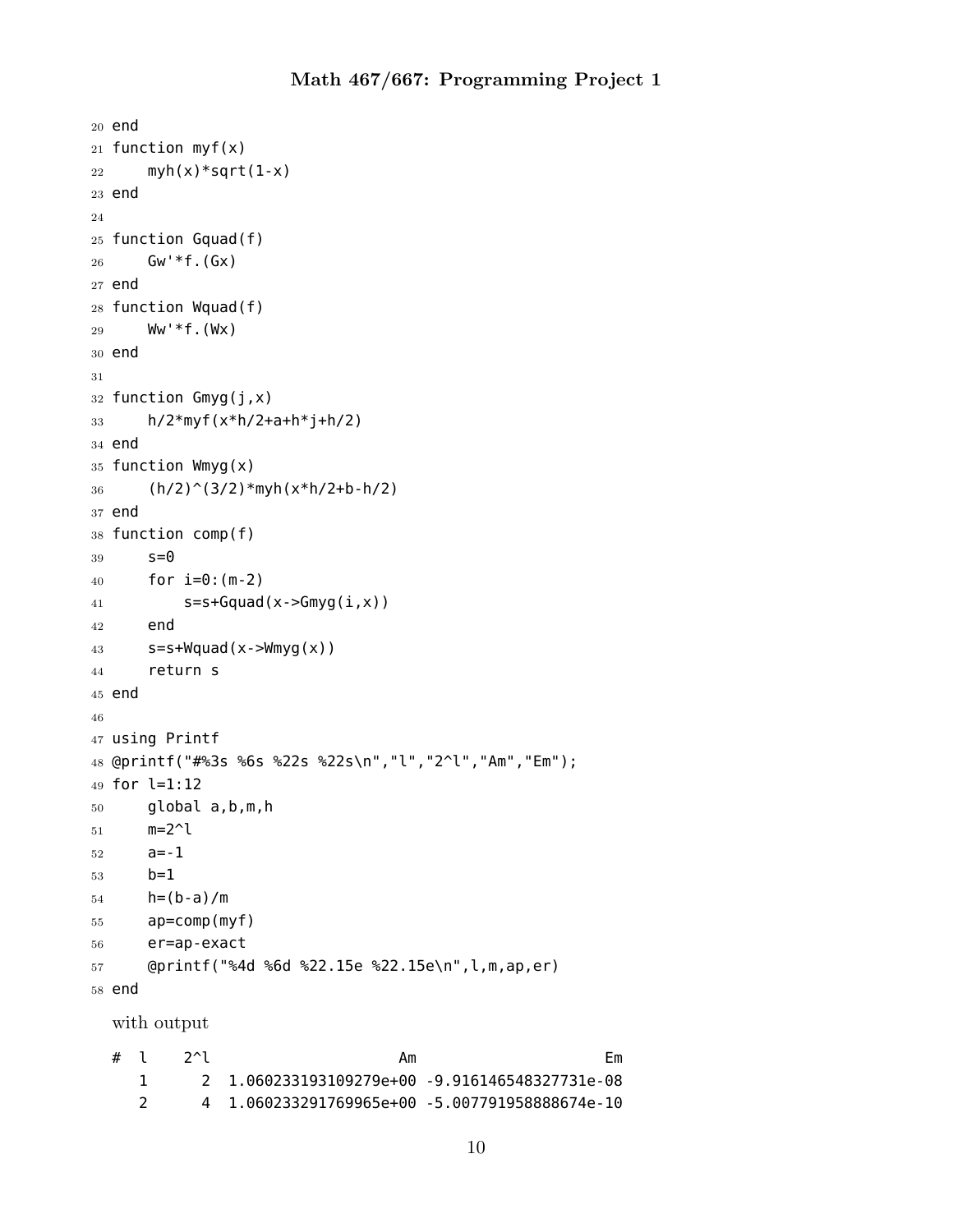```
20 end
21 function myf(x)
22     myh(x)*sqrt(1-x)
23 end
24 
25 function Gquad(f)
26     Gw'*f.(Gx)
27 end
28 function Wquad(f)
29     Ww'*f.(Wx)
30 end
31 
32 function Gmyg(j,x)
33     h/2*myf(x*h/2+a+h*j+h/2)
34 end
35 function Wmyg(x)
36     (h/2)^(3/2)*myh(x*h/2+b-h/2)
37 end
38 function comp(f)
39     s=0
40     for i=0:(m-2)
41         s=s+Gquad(x->Gmyg(i,x))
42     end
43     s=s+Wquad(x->Wmyg(x))
44     return s
45 end
46 
47 using Printf
48 @printf("#%3s %6s %22s %22s\n","l","2^l","Am","Em");
49 for l=1:12
50     global a,b,m,h
51     m=2^l
52     a=-1
53     b=1
54     h=(b-a)/m
55     ap=comp(myf)
56     er=ap-exact
57     @printf("%4d %6d %22.15e %22.15e\n",l,m,ap,er)
58 end
```

with output

```
#  l    2^l                     Am                     Em
   1      2  1.060233193109279e+00 -9.916146548327731e-08
   2      4  1.060233291769965e+00 -5.007791958888674e-10
```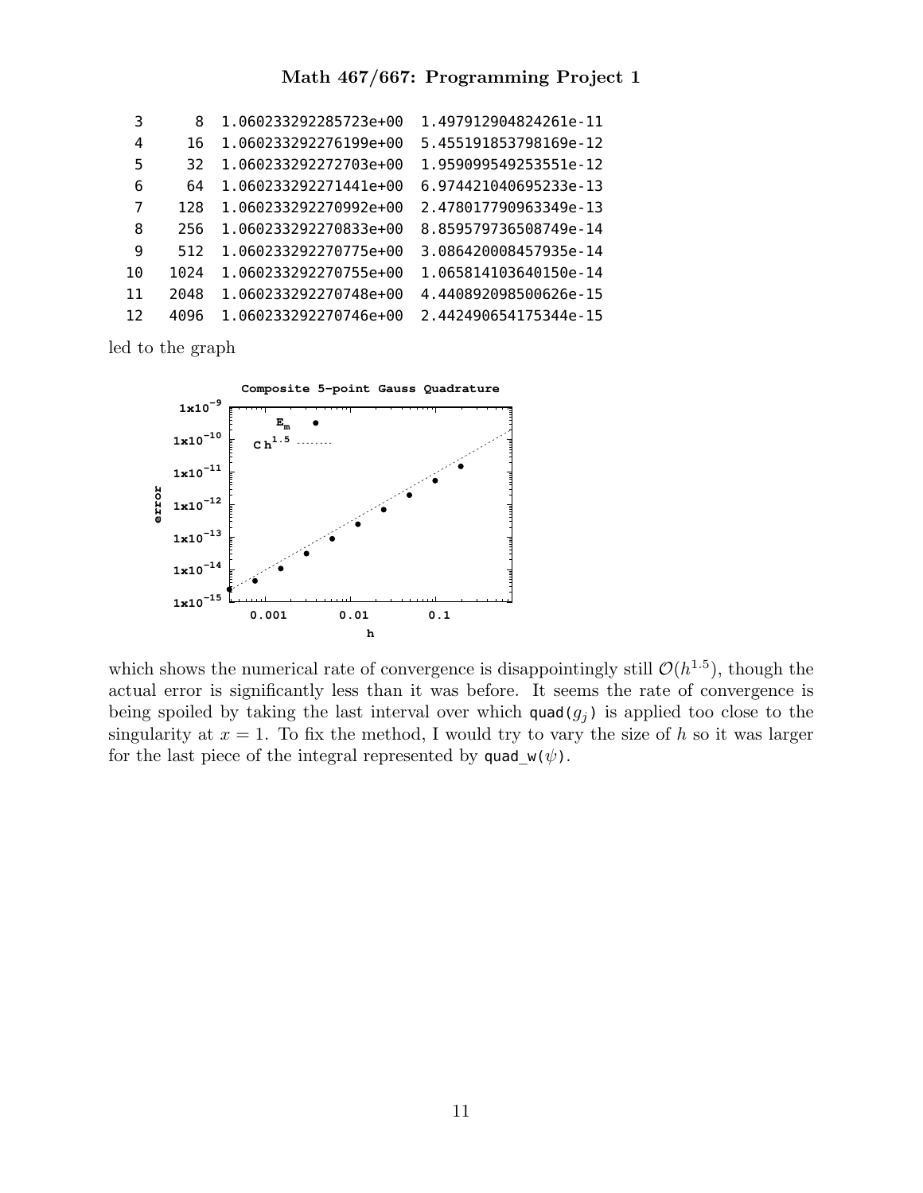| | | | |
|---|---|---|---|
| 3 | 8 | 1.060233292285723e+00 | 1.497912904824261e-11 |
| 4 | 16 | 1.060233292276199e+00 | 5.455191853798169e-12 |
| 5 | 32 | 1.060233292272703e+00 | 1.959099549253551e-12 |
| 6 | 64 | 1.060233292271441e+00 | 6.974421040695233e-13 |
| 7 | 128 | 1.060233292270992e+00 | 2.478017790963349e-13 |
| 8 | 256 | 1.060233292270833e+00 | 8.859579736508749e-14 |
| 9 | 512 | 1.060233292270775e+00 | 3.086420008457935e-14 |
| 10 | 1024 | 1.060233292270755e+00 | 1.065814103640150e-14 |
| 11 | 2048 | 1.060233292270748e+00 | 4.440892098500626e-15 |
| 12 | 4096 | 1.060233292270746e+00 | 2.442490654175344e-15 |

led to the graph

Composite 5-point Gauss Quadrature

$E_m$

$C\,h^{1.5}$

error

1x10$^{-9}$
1x10$^{-10}$
1x10$^{-11}$
1x10$^{-12}$
1x10$^{-13}$
1x10$^{-14}$
1x10$^{-15}$

0.001
0.01
0.1

h

which shows the numerical rate of convergence is disappointingly still $\mathcal{O}(h^{1.5})$, though the actual error is significantly less than it was before. It seems the rate of convergence is being spoiled by taking the last interval over which `quad(`$g_j$`)` is applied too close to the singularity at $x = 1$. To fix the method, I would try to vary the size of $h$ so it was larger for the last piece of the integral represented by `quad_w(`$\psi$`)`.